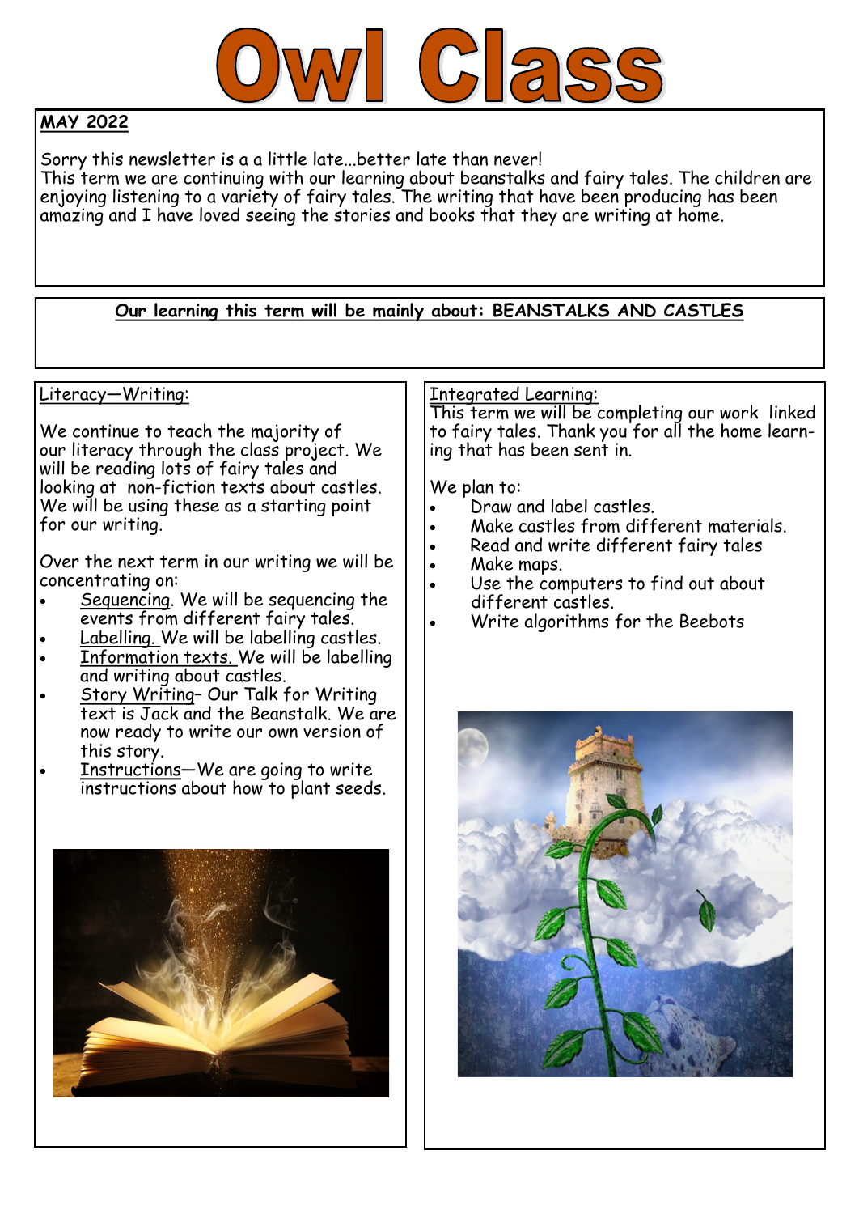# Owl Class

**MAY 2022**

Sorry this newsletter is a a little late...better late than never!
This term we are continuing with our learning about beanstalks and fairy tales. The children are enjoying listening to a variety of fairy tales. The writing that have been producing has been amazing and I have loved seeing the stories and books that they are writing at home.

**Our learning this term will be mainly about: BEANSTALKS AND CASTLES**

## Literacy—Writing:

We continue to teach the majority of our literacy through the class project. We will be reading lots of fairy tales and looking at non-fiction texts about castles. We will be using these as a starting point for our writing.

Over the next term in our writing we will be concentrating on:

- Sequencing. We will be sequencing the events from different fairy tales.
- Labelling. We will be labelling castles.
- Information texts. We will be labelling and writing about castles.
- Story Writing– Our Talk for Writing text is Jack and the Beanstalk. We are now ready to write our own version of this story.
- Instructions—We are going to write instructions about how to plant seeds.

## Integrated Learning:

This term we will be completing our work linked to fairy tales. Thank you for all the home learning that has been sent in.

We plan to:

- Draw and label castles.
- Make castles from different materials.
- Read and write different fairy tales
- Make maps.
- Use the computers to find out about different castles.
- Write algorithms for the Beebots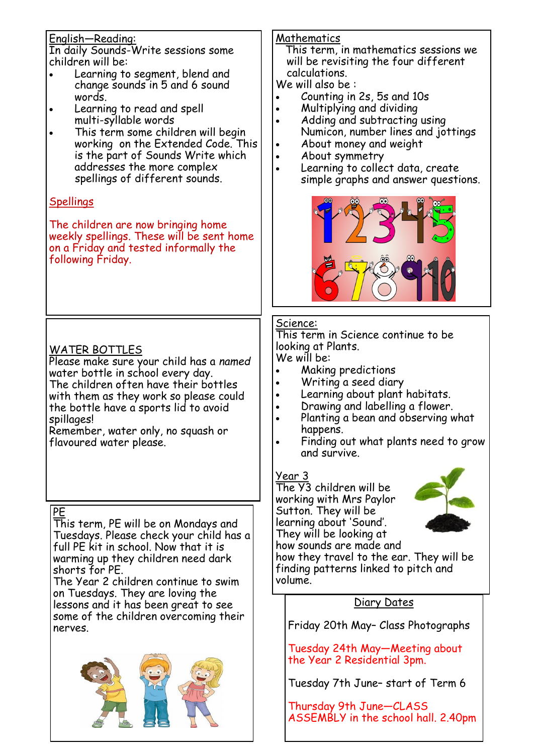## English—Reading:

In daily Sounds-Write sessions some children will be:

- Learning to segment, blend and change sounds in 5 and 6 sound words.
- Learning to read and spell multi-syllable words
- This term some children will begin working on the Extended Code. This is the part of Sounds Write which addresses the more complex spellings of different sounds.

## Spellings

The children are now bringing home weekly spellings. These will be sent home on a Friday and tested informally the following Friday.

## WATER BOTTLES

Please make sure your child has a *named* water bottle in school every day.
The children often have their bottles with them as they work so please could the bottle have a sports lid to avoid spillages!
Remember, water only, no squash or flavoured water please.

## PE

This term, PE will be on Mondays and Tuesdays. Please check your child has a full PE kit in school. Now that it is warming up they children need dark shorts for PE.
The Year 2 children continue to swim on Tuesdays. They are loving the lessons and it has been great to see some of the children overcoming their nerves.

## Mathematics

This term, in mathematics sessions we will be revisiting the four different calculations.

We will also be :

- Counting in 2s, 5s and 10s
- Multiplying and dividing
- Adding and subtracting using Numicon, number lines and jottings
- About money and weight
- About symmetry
- Learning to collect data, create simple graphs and answer questions.

## Science:

This term in Science continue to be looking at Plants.

We will be:

- Making predictions
- Writing a seed diary
- Learning about plant habitats.
- Drawing and labelling a flower.
- Planting a bean and observing what happens.
- Finding out what plants need to grow and survive.

## Year 3

The Y3 children will be working with Mrs Paylor Sutton. They will be learning about 'Sound'. They will be looking at how sounds are made and how they travel to the ear. They will be finding patterns linked to pitch and volume.

## Diary Dates

Friday 20th May– Class Photographs

Tuesday 24th May—Meeting about the Year 2 Residential 3pm.

Tuesday 7th June– start of Term 6

Thursday 9th June—CLASS ASSEMBLY in the school hall. 2.40pm